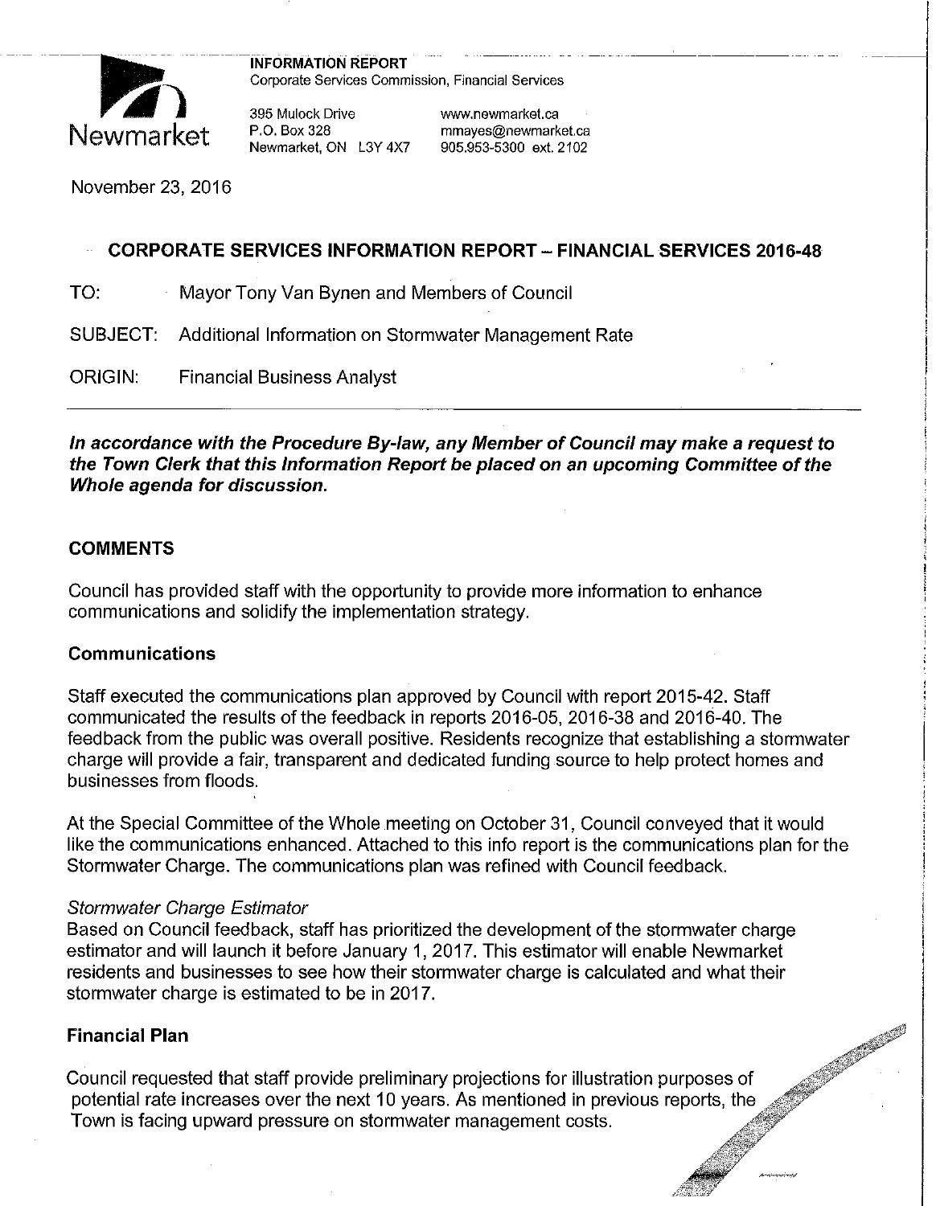**INFORMATION REPORT**
Corporate Services Commission, Financial Services

Newmarket

395 Mulock Drive
P.O. Box 328
Newmarket, ON L3Y 4X7

www.newmarket.ca
mmayes@newmarket.ca
905.953-5300 ext. 2102

November 23, 2016

## CORPORATE SERVICES INFORMATION REPORT – FINANCIAL SERVICES 2016-48

TO: Mayor Tony Van Bynen and Members of Council

SUBJECT: Additional Information on Stormwater Management Rate

ORIGIN: Financial Business Analyst

***In accordance with the Procedure By-law, any Member of Council may make a request to the Town Clerk that this Information Report be placed on an upcoming Committee of the Whole agenda for discussion.***

### COMMENTS

Council has provided staff with the opportunity to provide more information to enhance communications and solidify the implementation strategy.

### Communications

Staff executed the communications plan approved by Council with report 2015-42. Staff communicated the results of the feedback in reports 2016-05, 2016-38 and 2016-40. The feedback from the public was overall positive. Residents recognize that establishing a stormwater charge will provide a fair, transparent and dedicated funding source to help protect homes and businesses from floods.

At the Special Committee of the Whole meeting on October 31, Council conveyed that it would like the communications enhanced. Attached to this info report is the communications plan for the Stormwater Charge. The communications plan was refined with Council feedback.

*Stormwater Charge Estimator*
Based on Council feedback, staff has prioritized the development of the stormwater charge estimator and will launch it before January 1, 2017. This estimator will enable Newmarket residents and businesses to see how their stormwater charge is calculated and what their stormwater charge is estimated to be in 2017.

### Financial Plan

Council requested that staff provide preliminary projections for illustration purposes of potential rate increases over the next 10 years. As mentioned in previous reports, the Town is facing upward pressure on stormwater management costs.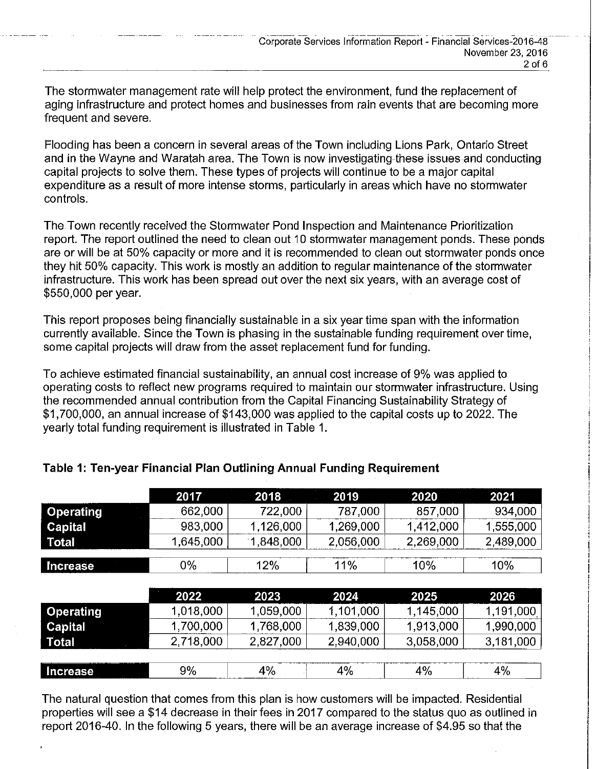The stormwater management rate will help protect the environment, fund the replacement of aging infrastructure and protect homes and businesses from rain events that are becoming more frequent and severe.

Flooding has been a concern in several areas of the Town including Lions Park, Ontario Street and in the Wayne and Waratah area. The Town is now investigating these issues and conducting capital projects to solve them. These types of projects will continue to be a major capital expenditure as a result of more intense storms, particularly in areas which have no stormwater controls.

The Town recently received the Stormwater Pond Inspection and Maintenance Prioritization report. The report outlined the need to clean out 10 stormwater management ponds. These ponds are or will be at 50% capacity or more and it is recommended to clean out stormwater ponds once they hit 50% capacity. This work is mostly an addition to regular maintenance of the stormwater infrastructure. This work has been spread out over the next six years, with an average cost of $550,000 per year.

This report proposes being financially sustainable in a six year time span with the information currently available. Since the Town is phasing in the sustainable funding requirement over time, some capital projects will draw from the asset replacement fund for funding.

To achieve estimated financial sustainability, an annual cost increase of 9% was applied to operating costs to reflect new programs required to maintain our stormwater infrastructure. Using the recommended annual contribution from the Capital Financing Sustainability Strategy of $1,700,000, an annual increase of $143,000 was applied to the capital costs up to 2022. The yearly total funding requirement is illustrated in Table 1.

**Table 1: Ten-year Financial Plan Outlining Annual Funding Requirement**

| | 2017 | 2018 | 2019 | 2020 | 2021 |
|---|---|---|---|---|---|
| **Operating** | 662,000 | 722,000 | 787,000 | 857,000 | 934,000 |
| **Capital** | 983,000 | 1,126,000 | 1,269,000 | 1,412,000 | 1,555,000 |
| **Total** | 1,645,000 | 1,848,000 | 2,056,000 | 2,269,000 | 2,489,000 |
| **Increase** | 0% | 12% | 11% | 10% | 10% |

| | 2022 | 2023 | 2024 | 2025 | 2026 |
|---|---|---|---|---|---|
| **Operating** | 1,018,000 | 1,059,000 | 1,101,000 | 1,145,000 | 1,191,000 |
| **Capital** | 1,700,000 | 1,768,000 | 1,839,000 | 1,913,000 | 1,990,000 |
| **Total** | 2,718,000 | 2,827,000 | 2,940,000 | 3,058,000 | 3,181,000 |
| **Increase** | 9% | 4% | 4% | 4% | 4% |

The natural question that comes from this plan is how customers will be impacted. Residential properties will see a $14 decrease in their fees in 2017 compared to the status quo as outlined in report 2016-40. In the following 5 years, there will be an average increase of $4.95 so that the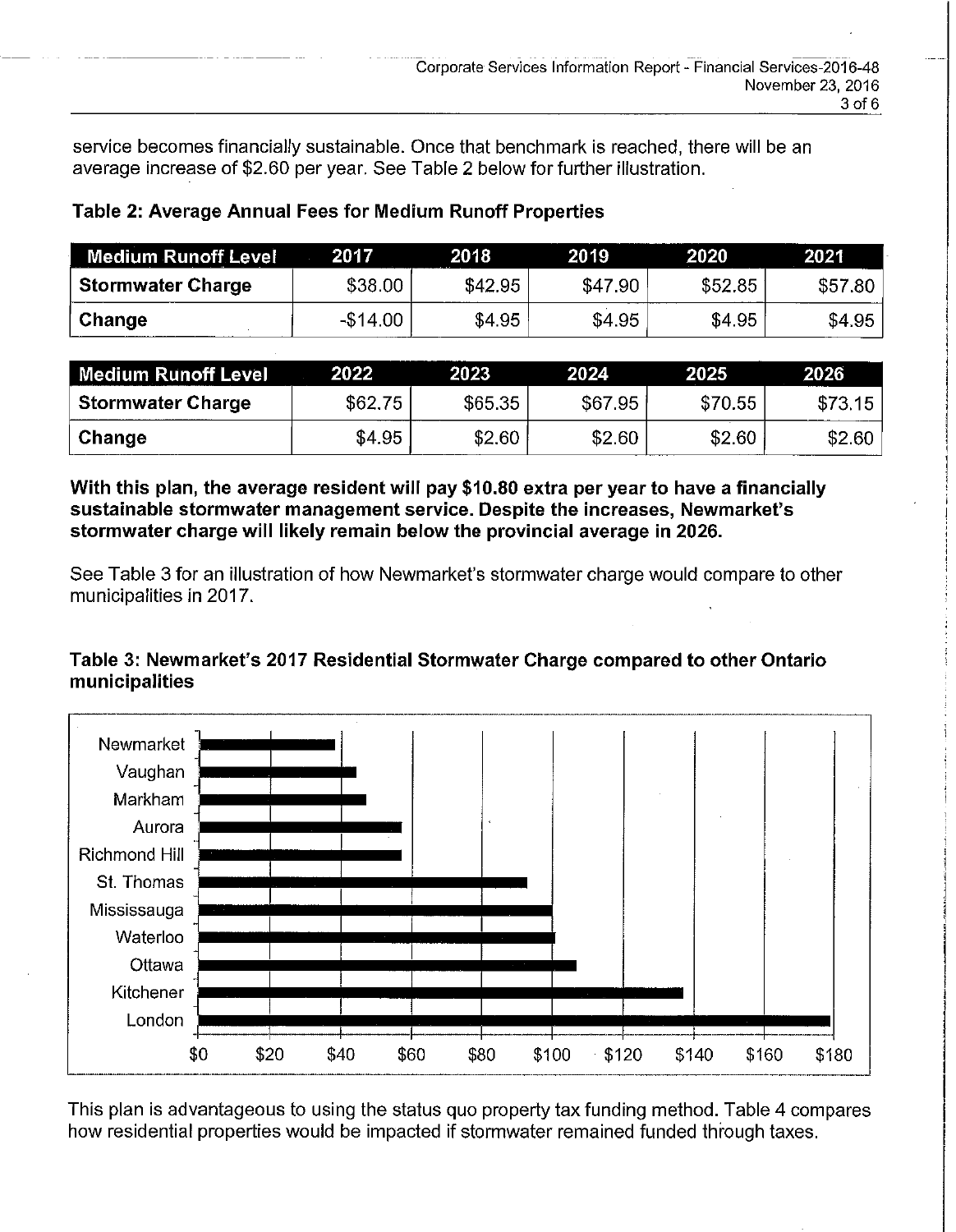service becomes financially sustainable. Once that benchmark is reached, there will be an average increase of $2.60 per year. See Table 2 below for further illustration.

**Table 2: Average Annual Fees for Medium Runoff Properties**

| Medium Runoff Level | 2017 | 2018 | 2019 | 2020 | 2021 |
|---|---|---|---|---|---|
| **Stormwater Charge** | $38.00 | $42.95 | $47.90 | $52.85 | $57.80 |
| **Change** | -$14.00 | $4.95 | $4.95 | $4.95 | $4.95 |

| Medium Runoff Level | 2022 | 2023 | 2024 | 2025 | 2026 |
|---|---|---|---|---|---|
| **Stormwater Charge** | $62.75 | $65.35 | $67.95 | $70.55 | $73.15 |
| **Change** | $4.95 | $2.60 | $2.60 | $2.60 | $2.60 |

**With this plan, the average resident will pay $10.80 extra per year to have a financially sustainable stormwater management service. Despite the increases, Newmarket's stormwater charge will likely remain below the provincial average in 2026.**

See Table 3 for an illustration of how Newmarket's stormwater charge would compare to other municipalities in 2017.

**Table 3: Newmarket's 2017 Residential Stormwater Charge compared to other Ontario municipalities**

This plan is advantageous to using the status quo property tax funding method. Table 4 compares how residential properties would be impacted if stormwater remained funded through taxes.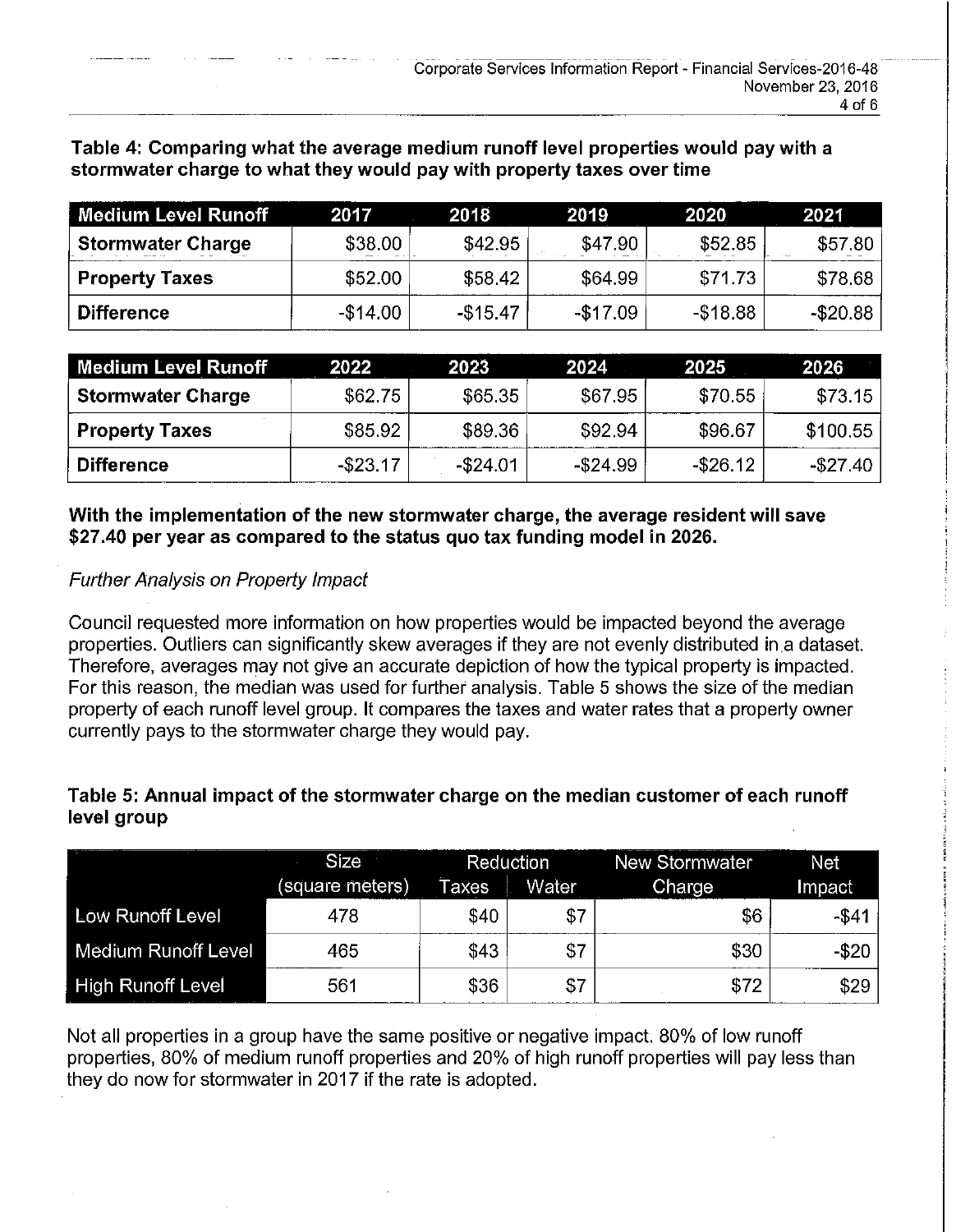**Table 4: Comparing what the average medium runoff level properties would pay with a stormwater charge to what they would pay with property taxes over time**

| Medium Level Runoff | 2017 | 2018 | 2019 | 2020 | 2021 |
|---|---|---|---|---|---|
| **Stormwater Charge** | $38.00 | $42.95 | $47.90 | $52.85 | $57.80 |
| **Property Taxes** | $52.00 | $58.42 | $64.99 | $71.73 | $78.68 |
| **Difference** | -$14.00 | -$15.47 | -$17.09 | -$18.88 | -$20.88 |

| Medium Level Runoff | 2022 | 2023 | 2024 | 2025 | 2026 |
|---|---|---|---|---|---|
| **Stormwater Charge** | $62.75 | $65.35 | $67.95 | $70.55 | $73.15 |
| **Property Taxes** | $85.92 | $89.36 | $92.94 | $96.67 | $100.55 |
| **Difference** | -$23.17 | -$24.01 | -$24.99 | -$26.12 | -$27.40 |

**With the implementation of the new stormwater charge, the average resident will save $27.40 per year as compared to the status quo tax funding model in 2026.**

*Further Analysis on Property Impact*

Council requested more information on how properties would be impacted beyond the average properties. Outliers can significantly skew averages if they are not evenly distributed in a dataset. Therefore, averages may not give an accurate depiction of how the typical property is impacted. For this reason, the median was used for further analysis. Table 5 shows the size of the median property of each runoff level group. It compares the taxes and water rates that a property owner currently pays to the stormwater charge they would pay.

**Table 5: Annual impact of the stormwater charge on the median customer of each runoff level group**

| | Size (square meters) | Reduction | | New Stormwater Charge | Net Impact |
|---|---|---|---|---|---|
| | | Taxes | Water | | |
| Low Runoff Level | 478 | $40 | $7 | $6 | -$41 |
| Medium Runoff Level | 465 | $43 | $7 | $30 | -$20 |
| High Runoff Level | 561 | $36 | $7 | $72 | $29 |

Not all properties in a group have the same positive or negative impact. 80% of low runoff properties, 80% of medium runoff properties and 20% of high runoff properties will pay less than they do now for stormwater in 2017 if the rate is adopted.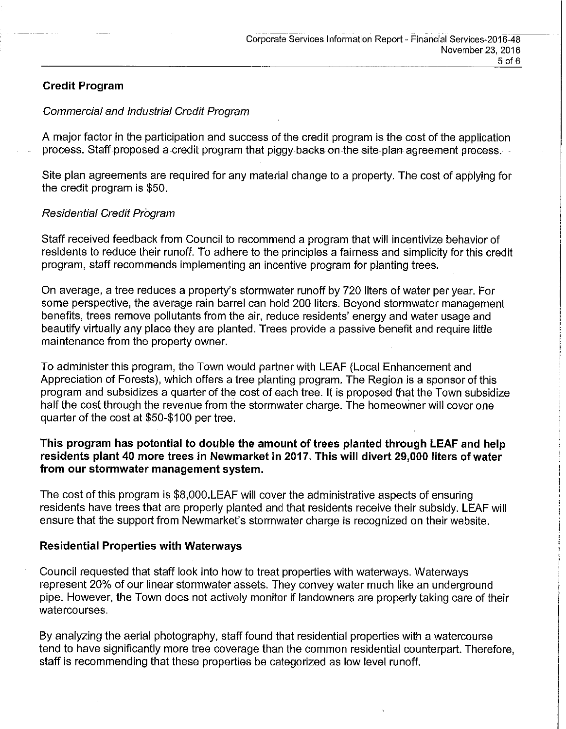## Credit Program

*Commercial and Industrial Credit Program*

A major factor in the participation and success of the credit program is the cost of the application process. Staff proposed a credit program that piggy backs on the site plan agreement process.

Site plan agreements are required for any material change to a property. The cost of applying for the credit program is $50.

*Residential Credit Program*

Staff received feedback from Council to recommend a program that will incentivize behavior of residents to reduce their runoff. To adhere to the principles a fairness and simplicity for this credit program, staff recommends implementing an incentive program for planting trees.

On average, a tree reduces a property's stormwater runoff by 720 liters of water per year. For some perspective, the average rain barrel can hold 200 liters. Beyond stormwater management benefits, trees remove pollutants from the air, reduce residents' energy and water usage and beautify virtually any place they are planted. Trees provide a passive benefit and require little maintenance from the property owner.

To administer this program, the Town would partner with LEAF (Local Enhancement and Appreciation of Forests), which offers a tree planting program. The Region is a sponsor of this program and subsidizes a quarter of the cost of each tree. It is proposed that the Town subsidize half the cost through the revenue from the stormwater charge. The homeowner will cover one quarter of the cost at $50-$100 per tree.

**This program has potential to double the amount of trees planted through LEAF and help residents plant 40 more trees in Newmarket in 2017. This will divert 29,000 liters of water from our stormwater management system.**

The cost of this program is $8,000.LEAF will cover the administrative aspects of ensuring residents have trees that are properly planted and that residents receive their subsidy. LEAF will ensure that the support from Newmarket's stormwater charge is recognized on their website.

## Residential Properties with Waterways

Council requested that staff look into how to treat properties with waterways. Waterways represent 20% of our linear stormwater assets. They convey water much like an underground pipe. However, the Town does not actively monitor if landowners are properly taking care of their watercourses.

By analyzing the aerial photography, staff found that residential properties with a watercourse tend to have significantly more tree coverage than the common residential counterpart. Therefore, staff is recommending that these properties be categorized as low level runoff.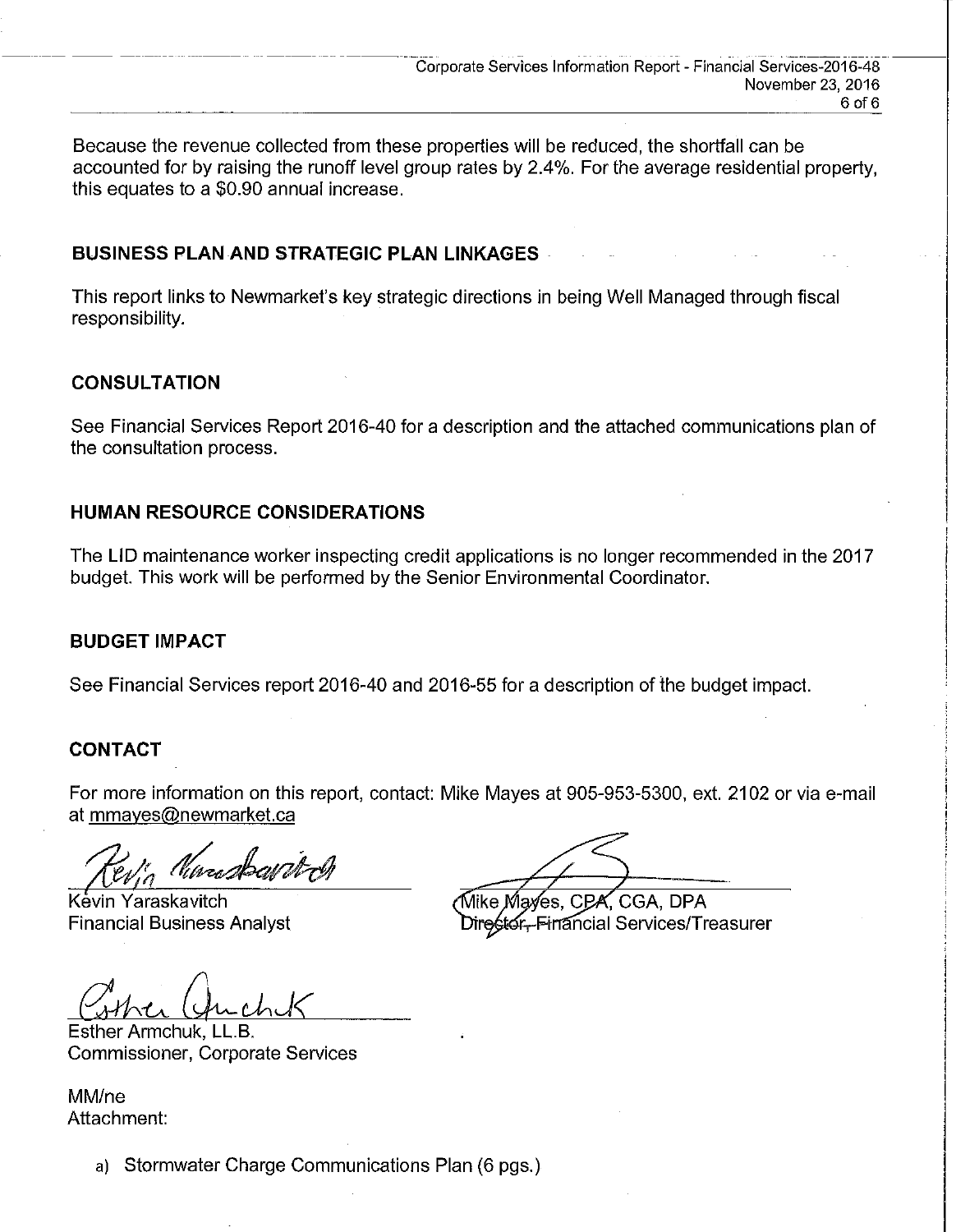Because the revenue collected from these properties will be reduced, the shortfall can be accounted for by raising the runoff level group rates by 2.4%. For the average residential property, this equates to a $0.90 annual increase.

## BUSINESS PLAN AND STRATEGIC PLAN LINKAGES

This report links to Newmarket's key strategic directions in being Well Managed through fiscal responsibility.

## CONSULTATION

See Financial Services Report 2016-40 for a description and the attached communications plan of the consultation process.

## HUMAN RESOURCE CONSIDERATIONS

The LID maintenance worker inspecting credit applications is no longer recommended in the 2017 budget. This work will be performed by the Senior Environmental Coordinator.

## BUDGET IMPACT

See Financial Services report 2016-40 and 2016-55 for a description of the budget impact.

## CONTACT

For more information on this report, contact: Mike Mayes at 905-953-5300, ext. 2102 or via e-mail at mmayes@newmarket.ca

Kevin Yaraskavitch
Financial Business Analyst

Mike Mayes, CPA, CGA, DPA
Director, Financial Services/Treasurer

Esther Armchuk, LL.B.
Commissioner, Corporate Services

MM/ne
Attachment:

a) Stormwater Charge Communications Plan (6 pgs.)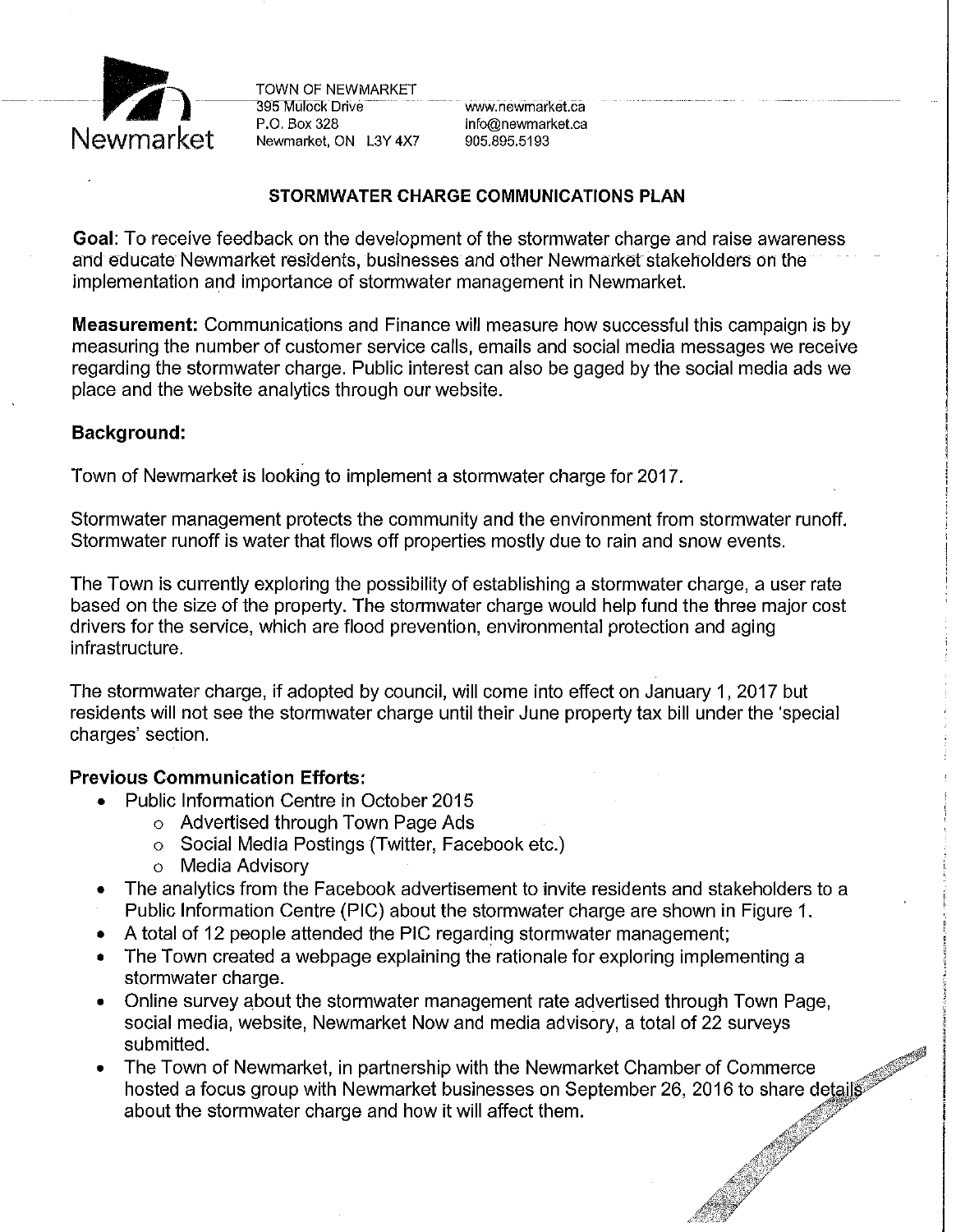TOWN OF NEWMARKET
395 Mulock Drive
P.O. Box 328
Newmarket, ON L3Y 4X7

www.newmarket.ca
info@newmarket.ca
905.895.5193

## STORMWATER CHARGE COMMUNICATIONS PLAN

**Goal**: To receive feedback on the development of the stormwater charge and raise awareness and educate Newmarket residents, businesses and other Newmarket stakeholders on the implementation and importance of stormwater management in Newmarket.

**Measurement:** Communications and Finance will measure how successful this campaign is by measuring the number of customer service calls, emails and social media messages we receive regarding the stormwater charge. Public interest can also be gaged by the social media ads we place and the website analytics through our website.

### Background:

Town of Newmarket is looking to implement a stormwater charge for 2017.

Stormwater management protects the community and the environment from stormwater runoff. Stormwater runoff is water that flows off properties mostly due to rain and snow events.

The Town is currently exploring the possibility of establishing a stormwater charge, a user rate based on the size of the property. The stormwater charge would help fund the three major cost drivers for the service, which are flood prevention, environmental protection and aging infrastructure.

The stormwater charge, if adopted by council, will come into effect on January 1, 2017 but residents will not see the stormwater charge until their June property tax bill under the 'special charges' section.

### Previous Communication Efforts:

- Public Information Centre in October 2015
  - Advertised through Town Page Ads
  - Social Media Postings (Twitter, Facebook etc.)
  - Media Advisory
- The analytics from the Facebook advertisement to invite residents and stakeholders to a Public Information Centre (PIC) about the stormwater charge are shown in Figure 1.
- A total of 12 people attended the PIC regarding stormwater management;
- The Town created a webpage explaining the rationale for exploring implementing a stormwater charge.
- Online survey about the stormwater management rate advertised through Town Page, social media, website, Newmarket Now and media advisory, a total of 22 surveys submitted.
- The Town of Newmarket, in partnership with the Newmarket Chamber of Commerce hosted a focus group with Newmarket businesses on September 26, 2016 to share details about the stormwater charge and how it will affect them.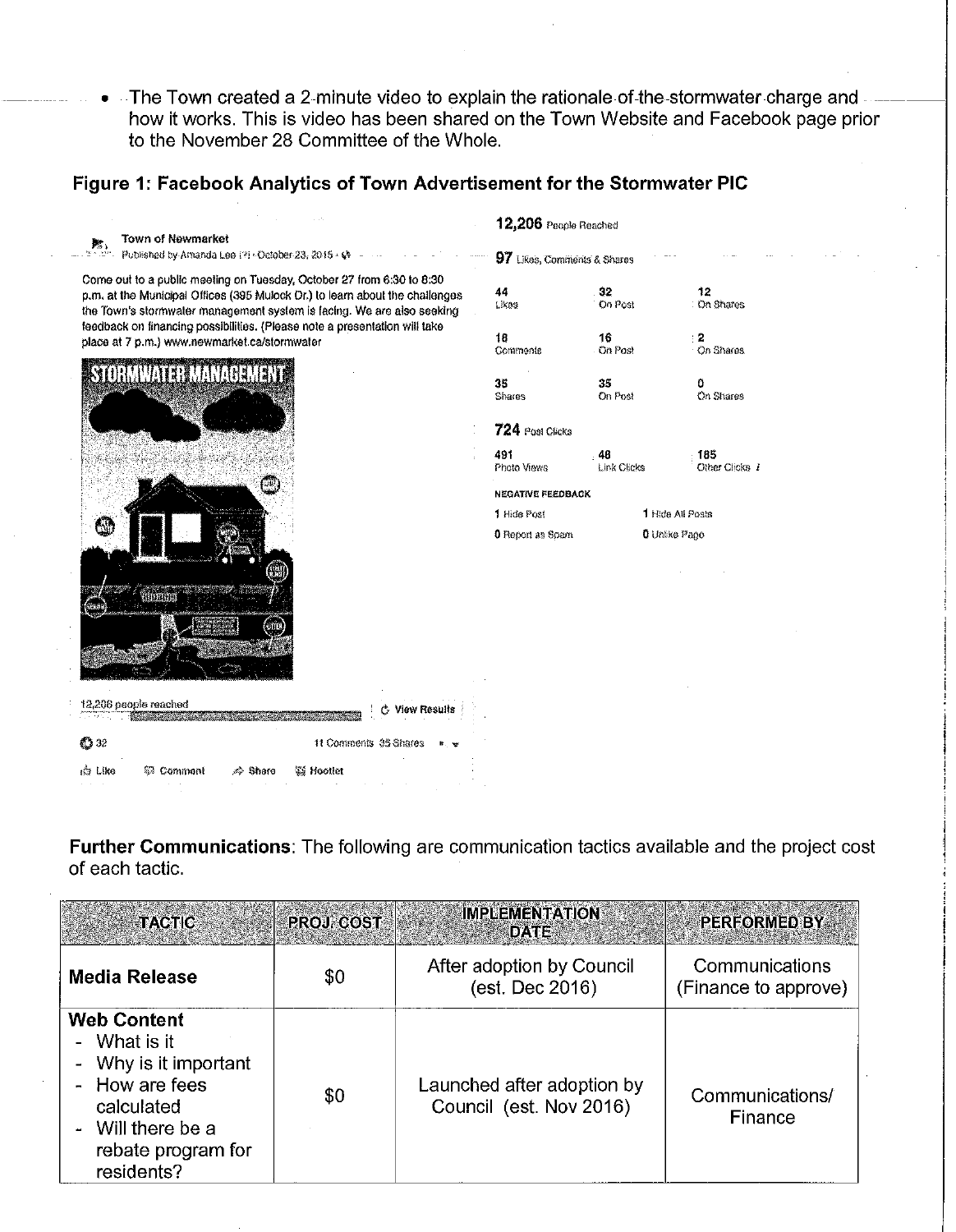- The Town created a 2-minute video to explain the rationale of the stormwater charge and how it works. This is video has been shared on the Town Website and Facebook page prior to the November 28 Committee of the Whole.

**Figure 1: Facebook Analytics of Town Advertisement for the Stormwater PIC**

Town of Newmarket
Published by Amanda Lee · October 23, 2015

Come out to a public meeting on Tuesday, October 27 from 6:30 to 8:30 p.m. at the Municipal Offices (395 Mulock Dr.) to learn about the challenges the Town's stormwater management system is facing. We are also seeking feedback on financing possibilities. (Please note a presentation will take place at 7 p.m.) www.newmarket.ca/stormwater

STORMWATER MANAGEMENT

12,206 people reached | View Results

32 | 11 Comments 35 Shares

Like | Comment | Share | Hootlet

**12,206** People Reached

**97** Likes, Comments & Shares

| | | |
|---|---|---|
| 44 Likes | 32 On Post | 12 On Shares |
| 18 Comments | 16 On Post | 2 On Shares |
| 35 Shares | 35 On Post | 0 On Shares |

**724** Post Clicks

| | | |
|---|---|---|
| 491 Photo Views | 48 Link Clicks | 185 Other Clicks |

NEGATIVE FEEDBACK

| | |
|---|---|
| 1 Hide Post | 1 Hide All Posts |
| 0 Report as Spam | 0 Unlike Page |

**Further Communications**: The following are communication tactics available and the project cost of each tactic.

| TACTIC | PROJ. COST | IMPLEMENTATION DATE | PERFORMED BY |
|---|---|---|---|
| **Media Release** | $0 | After adoption by Council (est. Dec 2016) | Communications (Finance to approve) |
| **Web Content**<br>- What is it<br>- Why is it important<br>- How are fees calculated<br>- Will there be a rebate program for residents? | $0 | Launched after adoption by Council (est. Nov 2016) | Communications/ Finance |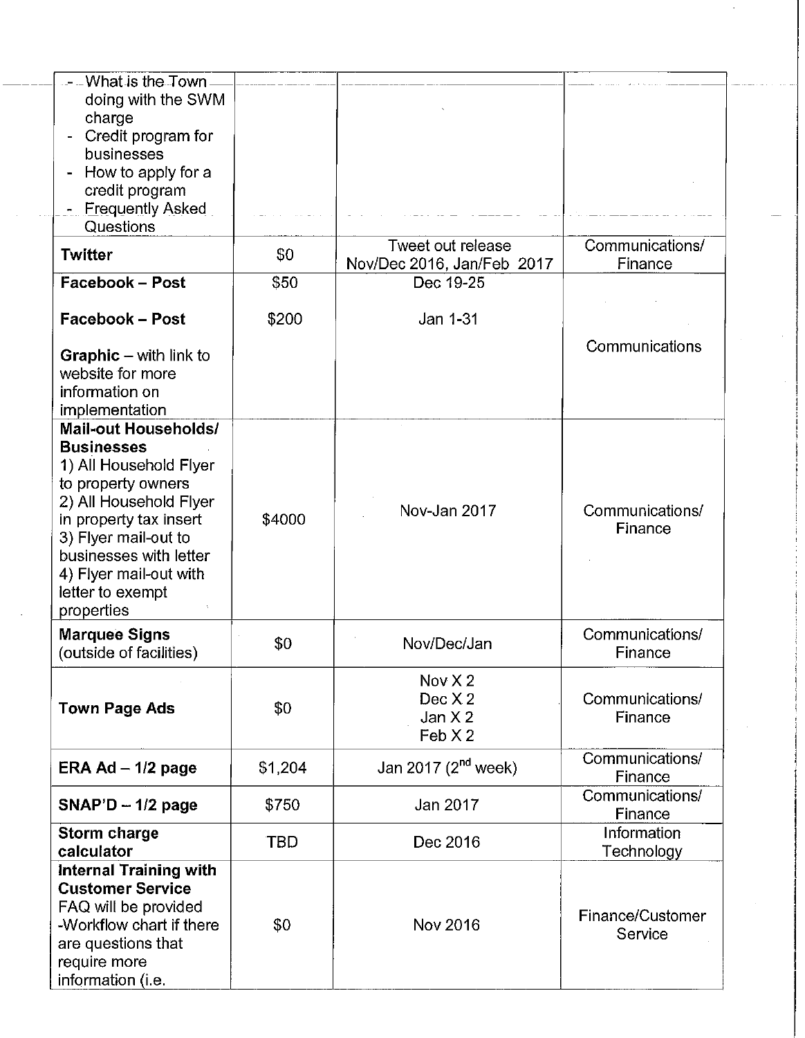| | | | |
|---|---|---|---|
| - What is the Town doing with the SWM charge<br>- Credit program for businesses<br>- How to apply for a credit program<br>- Frequently Asked Questions | | | |
| **Twitter** | $0 | Tweet out release Nov/Dec 2016, Jan/Feb 2017 | Communications/ Finance |
| **Facebook – Post**<br><br>**Facebook – Post**<br><br>**Graphic** – with link to website for more information on implementation | $50<br><br>$200 | Dec 19-25<br><br>Jan 1-31 | Communications |
| **Mail-out Households/ Businesses**<br>1) All Household Flyer to property owners<br>2) All Household Flyer in property tax insert<br>3) Flyer mail-out to businesses with letter<br>4) Flyer mail-out with letter to exempt properties | $4000 | Nov-Jan 2017 | Communications/ Finance |
| **Marquee Signs** (outside of facilities) | $0 | Nov/Dec/Jan | Communications/ Finance |
| **Town Page Ads** | $0 | Nov X 2<br>Dec X 2<br>Jan X 2<br>Feb X 2 | Communications/ Finance |
| **ERA Ad – 1/2 page** | $1,204 | Jan 2017 (2nd week) | Communications/ Finance |
| **SNAP'D – 1/2 page** | $750 | Jan 2017 | Communications/ Finance |
| **Storm charge calculator** | TBD | Dec 2016 | Information Technology |
| **Internal Training with Customer Service**<br>FAQ will be provided<br>-Workflow chart if there are questions that require more information (i.e. | $0 | Nov 2016 | Finance/Customer Service |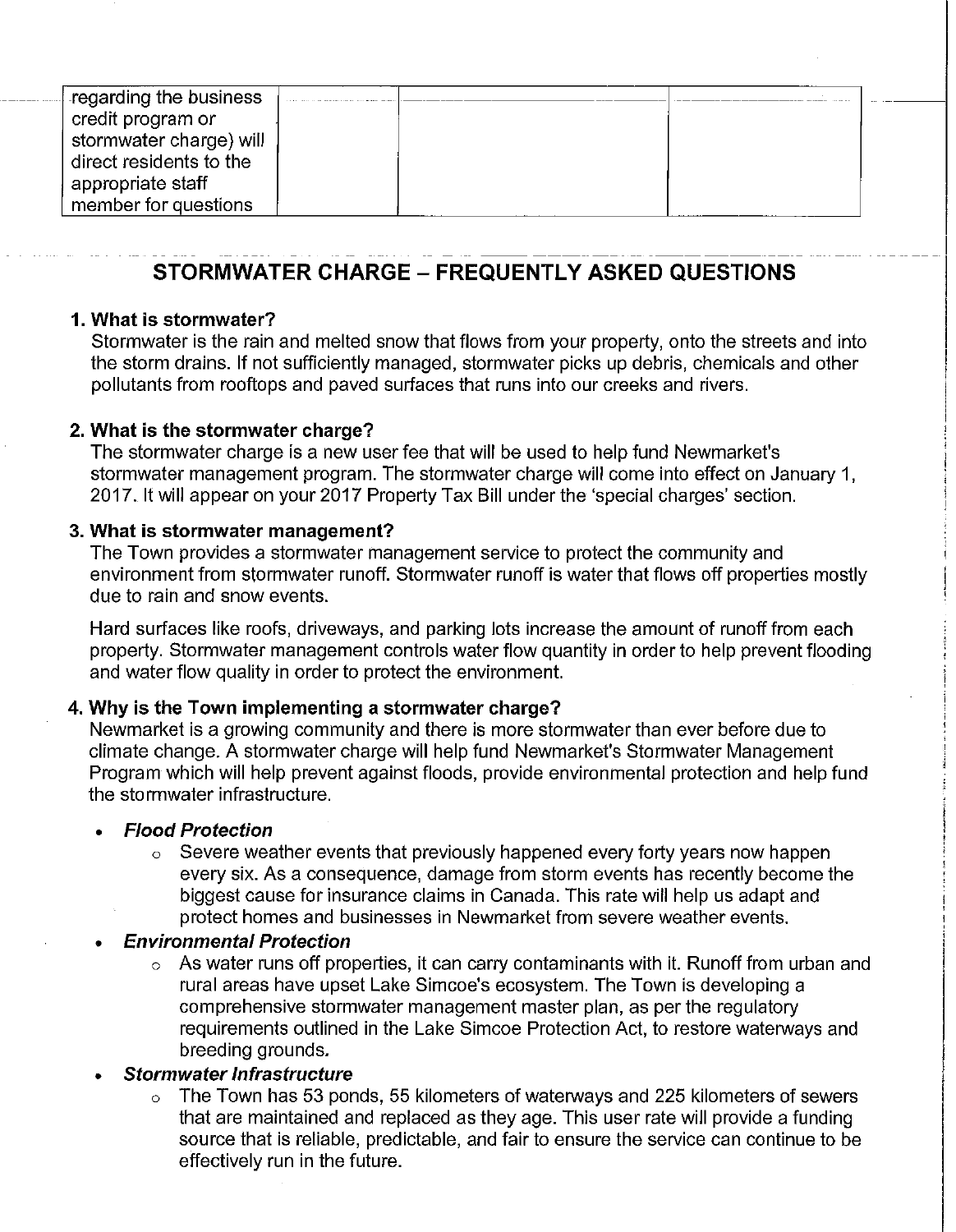| regarding the business credit program or stormwater charge) will direct residents to the appropriate staff member for questions | | | |
|---|---|---|---|

## STORMWATER CHARGE – FREQUENTLY ASKED QUESTIONS

**1. What is stormwater?**
Stormwater is the rain and melted snow that flows from your property, onto the streets and into the storm drains. If not sufficiently managed, stormwater picks up debris, chemicals and other pollutants from rooftops and paved surfaces that runs into our creeks and rivers.

**2. What is the stormwater charge?**
The stormwater charge is a new user fee that will be used to help fund Newmarket's stormwater management program. The stormwater charge will come into effect on January 1, 2017. It will appear on your 2017 Property Tax Bill under the 'special charges' section.

**3. What is stormwater management?**
The Town provides a stormwater management service to protect the community and environment from stormwater runoff. Stormwater runoff is water that flows off properties mostly due to rain and snow events.

Hard surfaces like roofs, driveways, and parking lots increase the amount of runoff from each property. Stormwater management controls water flow quantity in order to help prevent flooding and water flow quality in order to protect the environment.

**4. Why is the Town implementing a stormwater charge?**
Newmarket is a growing community and there is more stormwater than ever before due to climate change. A stormwater charge will help fund Newmarket's Stormwater Management Program which will help prevent against floods, provide environmental protection and help fund the stormwater infrastructure.

- ***Flood Protection***
  - Severe weather events that previously happened every forty years now happen every six. As a consequence, damage from storm events has recently become the biggest cause for insurance claims in Canada. This rate will help us adapt and protect homes and businesses in Newmarket from severe weather events.
- ***Environmental Protection***
  - As water runs off properties, it can carry contaminants with it. Runoff from urban and rural areas have upset Lake Simcoe's ecosystem. The Town is developing a comprehensive stormwater management master plan, as per the regulatory requirements outlined in the Lake Simcoe Protection Act, to restore waterways and breeding grounds.
- ***Stormwater Infrastructure***
  - The Town has 53 ponds, 55 kilometers of waterways and 225 kilometers of sewers that are maintained and replaced as they age. This user rate will provide a funding source that is reliable, predictable, and fair to ensure the service can continue to be effectively run in the future.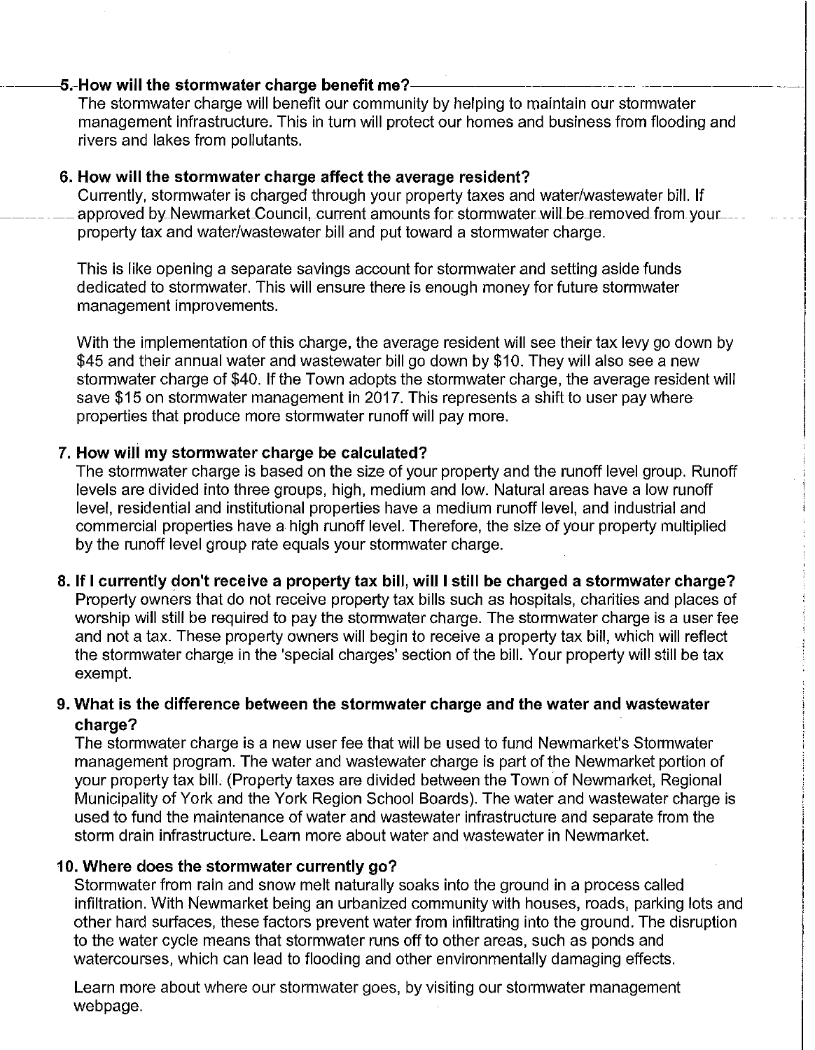**5. How will the stormwater charge benefit me?**

The stormwater charge will benefit our community by helping to maintain our stormwater management infrastructure. This in turn will protect our homes and business from flooding and rivers and lakes from pollutants.

**6. How will the stormwater charge affect the average resident?**

Currently, stormwater is charged through your property taxes and water/wastewater bill. If approved by Newmarket Council, current amounts for stormwater will be removed from your property tax and water/wastewater bill and put toward a stormwater charge.

This is like opening a separate savings account for stormwater and setting aside funds dedicated to stormwater. This will ensure there is enough money for future stormwater management improvements.

With the implementation of this charge, the average resident will see their tax levy go down by $45 and their annual water and wastewater bill go down by $10. They will also see a new stormwater charge of $40. If the Town adopts the stormwater charge, the average resident will save $15 on stormwater management in 2017. This represents a shift to user pay where properties that produce more stormwater runoff will pay more.

**7. How will my stormwater charge be calculated?**

The stormwater charge is based on the size of your property and the runoff level group. Runoff levels are divided into three groups, high, medium and low. Natural areas have a low runoff level, residential and institutional properties have a medium runoff level, and industrial and commercial properties have a high runoff level. Therefore, the size of your property multiplied by the runoff level group rate equals your stormwater charge.

**8. If I currently don't receive a property tax bill, will I still be charged a stormwater charge?**

Property owners that do not receive property tax bills such as hospitals, charities and places of worship will still be required to pay the stormwater charge. The stormwater charge is a user fee and not a tax. These property owners will begin to receive a property tax bill, which will reflect the stormwater charge in the 'special charges' section of the bill. Your property will still be tax exempt.

**9. What is the difference between the stormwater charge and the water and wastewater charge?**

The stormwater charge is a new user fee that will be used to fund Newmarket's Stormwater management program. The water and wastewater charge is part of the Newmarket portion of your property tax bill. (Property taxes are divided between the Town of Newmarket, Regional Municipality of York and the York Region School Boards). The water and wastewater charge is used to fund the maintenance of water and wastewater infrastructure and separate from the storm drain infrastructure. Learn more about water and wastewater in Newmarket.

**10. Where does the stormwater currently go?**

Stormwater from rain and snow melt naturally soaks into the ground in a process called infiltration. With Newmarket being an urbanized community with houses, roads, parking lots and other hard surfaces, these factors prevent water from infiltrating into the ground. The disruption to the water cycle means that stormwater runs off to other areas, such as ponds and watercourses, which can lead to flooding and other environmentally damaging effects.

Learn more about where our stormwater goes, by visiting our stormwater management webpage.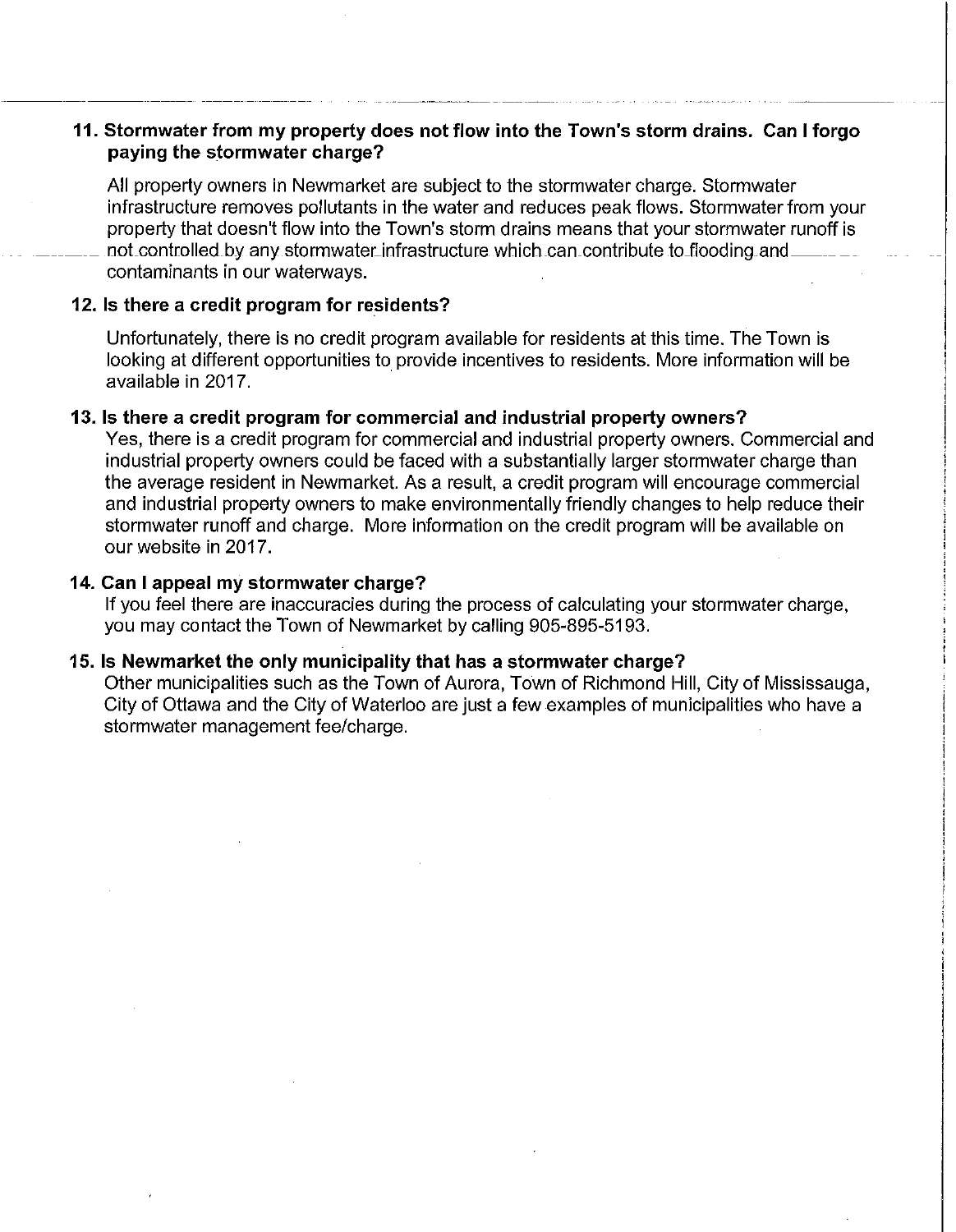**11. Stormwater from my property does not flow into the Town's storm drains. Can I forgo paying the stormwater charge?**

All property owners in Newmarket are subject to the stormwater charge. Stormwater infrastructure removes pollutants in the water and reduces peak flows. Stormwater from your property that doesn't flow into the Town's storm drains means that your stormwater runoff is not controlled by any stormwater infrastructure which can contribute to flooding and contaminants in our waterways.

**12. Is there a credit program for residents?**

Unfortunately, there is no credit program available for residents at this time. The Town is looking at different opportunities to provide incentives to residents. More information will be available in 2017.

**13. Is there a credit program for commercial and industrial property owners?**

Yes, there is a credit program for commercial and industrial property owners. Commercial and industrial property owners could be faced with a substantially larger stormwater charge than the average resident in Newmarket. As a result, a credit program will encourage commercial and industrial property owners to make environmentally friendly changes to help reduce their stormwater runoff and charge. More information on the credit program will be available on our website in 2017.

**14. Can I appeal my stormwater charge?**

If you feel there are inaccuracies during the process of calculating your stormwater charge, you may contact the Town of Newmarket by calling 905-895-5193.

**15. Is Newmarket the only municipality that has a stormwater charge?**

Other municipalities such as the Town of Aurora, Town of Richmond Hill, City of Mississauga, City of Ottawa and the City of Waterloo are just a few examples of municipalities who have a stormwater management fee/charge.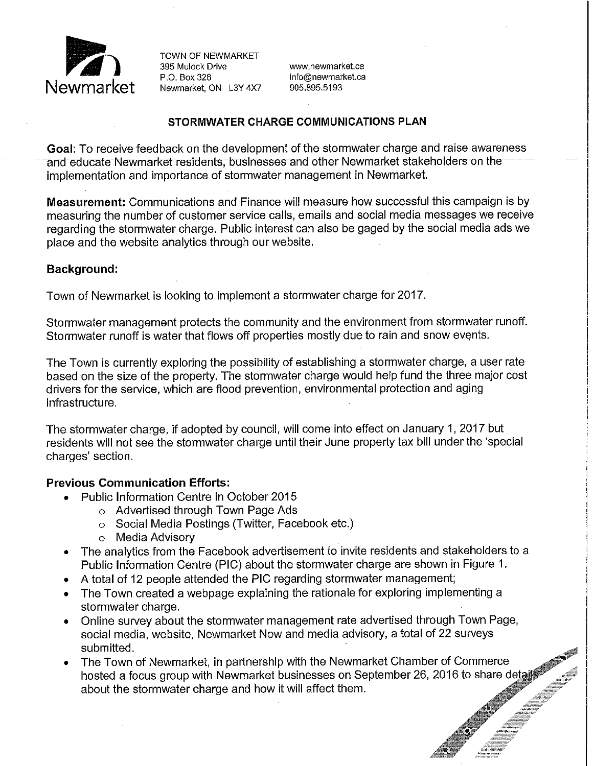Newmarket

TOWN OF NEWMARKET
395 Mulock Drive
P.O. Box 328
Newmarket, ON L3Y 4X7

www.newmarket.ca
info@newmarket.ca
905.895.5193

## STORMWATER CHARGE COMMUNICATIONS PLAN

**Goal**: To receive feedback on the development of the stormwater charge and raise awareness and educate Newmarket residents, businesses and other Newmarket stakeholders on the implementation and importance of stormwater management in Newmarket.

**Measurement:** Communications and Finance will measure how successful this campaign is by measuring the number of customer service calls, emails and social media messages we receive regarding the stormwater charge. Public interest can also be gaged by the social media ads we place and the website analytics through our website.

**Background:**

Town of Newmarket is looking to implement a stormwater charge for 2017.

Stormwater management protects the community and the environment from stormwater runoff. Stormwater runoff is water that flows off properties mostly due to rain and snow events.

The Town is currently exploring the possibility of establishing a stormwater charge, a user rate based on the size of the property. The stormwater charge would help fund the three major cost drivers for the service, which are flood prevention, environmental protection and aging infrastructure.

The stormwater charge, if adopted by council, will come into effect on January 1, 2017 but residents will not see the stormwater charge until their June property tax bill under the 'special charges' section.

**Previous Communication Efforts:**

- Public Information Centre in October 2015
  - Advertised through Town Page Ads
  - Social Media Postings (Twitter, Facebook etc.)
  - Media Advisory
- The analytics from the Facebook advertisement to invite residents and stakeholders to a Public Information Centre (PIC) about the stormwater charge are shown in Figure 1.
- A total of 12 people attended the PIC regarding stormwater management;
- The Town created a webpage explaining the rationale for exploring implementing a stormwater charge.
- Online survey about the stormwater management rate advertised through Town Page, social media, website, Newmarket Now and media advisory, a total of 22 surveys submitted.
- The Town of Newmarket, in partnership with the Newmarket Chamber of Commerce hosted a focus group with Newmarket businesses on September 26, 2016 to share details about the stormwater charge and how it will affect them.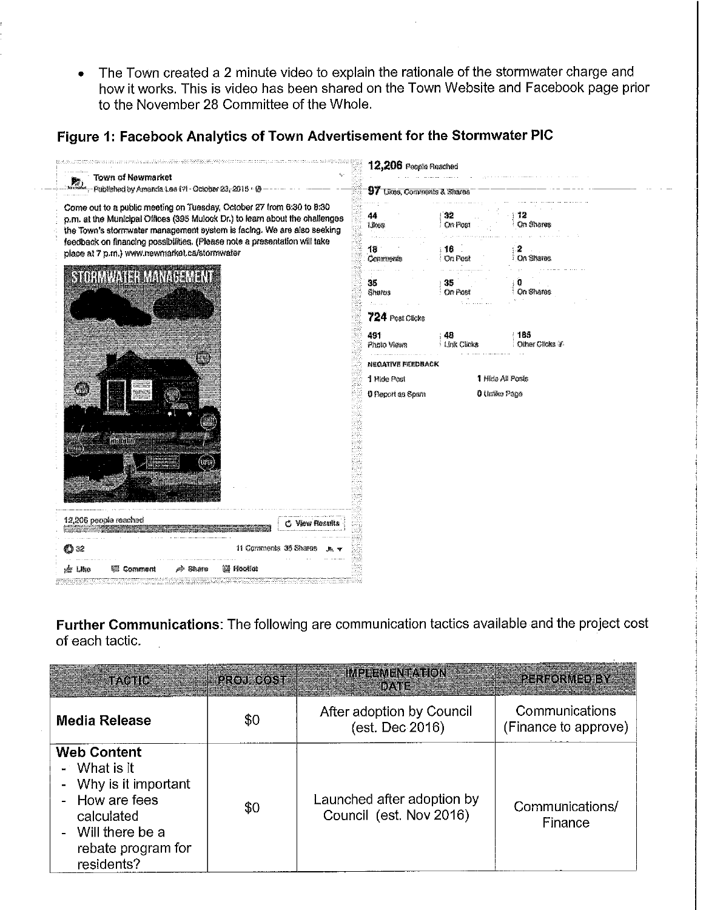- The Town created a 2 minute video to explain the rationale of the stormwater charge and how it works. This is video has been shared on the Town Website and Facebook page prior to the November 28 Committee of the Whole.

**Figure 1: Facebook Analytics of Town Advertisement for the Stormwater PIC**

Town of Newmarket
Published by Amanda Lee (?) · October 23, 2015 ·

Come out to a public meeting on Tuesday, October 27 from 6:30 to 8:30 p.m. at the Municipal Offices (395 Mulock Dr.) to learn about the challenges the Town's stormwater management system is facing. We are also seeking feedback on financing possibilities. (Please note a presentation will take place at 7 p.m.) www.newmarket.ca/stormwater

STORMWATER MANAGEMENT

12,206 people reached | View Results

32 | 11 Comments 35 Shares

Like | Comment | Share | Hootlet

**12,206** People Reached

**97** Likes, Comments & Shares

| | | |
|---|---|---|
| 44 Likes | 32 On Post | 12 On Shares |
| 18 Comments | 16 On Post | 2 On Shares |
| 35 Shares | 35 On Post | 0 On Shares |

**724** Post Clicks

| | | |
|---|---|---|
| 491 Photo Views | 48 Link Clicks | 185 Other Clicks |

NEGATIVE FEEDBACK

| | |
|---|---|
| 1 Hide Post | 1 Hide All Posts |
| 0 Report as Spam | 0 Unlike Page |

**Further Communications**: The following are communication tactics available and the project cost of each tactic.

| TACTIC | PROJ. COST | IMPLEMENTATION DATE | PERFORMED BY |
|---|---|---|---|
| **Media Release** | $0 | After adoption by Council (est. Dec 2016) | Communications (Finance to approve) |
| **Web Content**<br>- What is it<br>- Why is it important<br>- How are fees calculated<br>- Will there be a rebate program for residents? | $0 | Launched after adoption by Council (est. Nov 2016) | Communications/ Finance |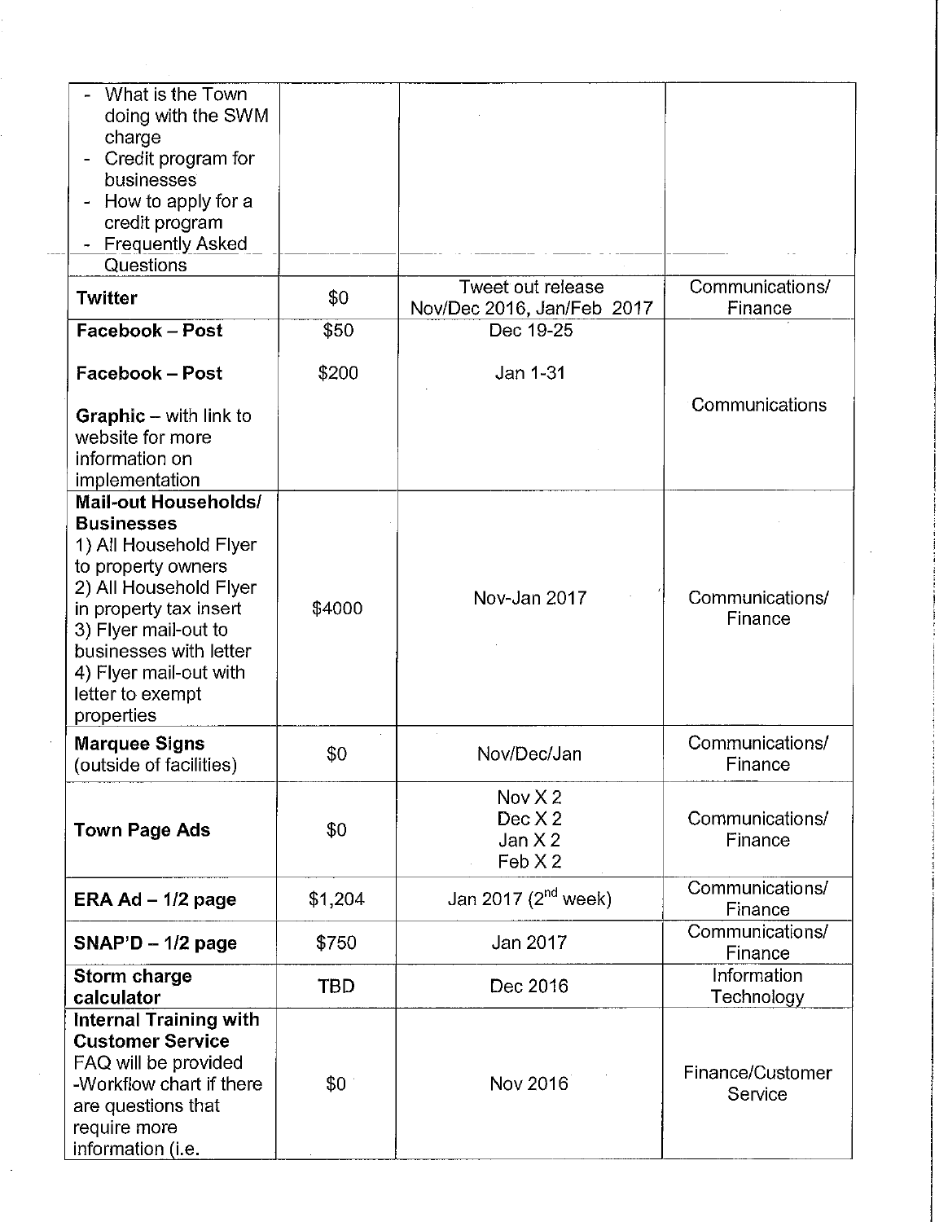| | | | |
|---|---|---|---|
| - What is the Town doing with the SWM charge<br>- Credit program for businesses<br>- How to apply for a credit program<br>- Frequently Asked Questions | | | |
| **Twitter** | $0 | Tweet out release Nov/Dec 2016, Jan/Feb 2017 | Communications/ Finance |
| **Facebook – Post**<br><br>**Facebook – Post**<br><br>**Graphic** – with link to website for more information on implementation | $50<br><br>$200 | Dec 19-25<br><br>Jan 1-31 | Communications |
| **Mail-out Households/ Businesses**<br>1) All Household Flyer to property owners<br>2) All Household Flyer in property tax insert<br>3) Flyer mail-out to businesses with letter<br>4) Flyer mail-out with letter to exempt properties | $4000 | Nov-Jan 2017 | Communications/ Finance |
| **Marquee Signs** (outside of facilities) | $0 | Nov/Dec/Jan | Communications/ Finance |
| **Town Page Ads** | $0 | Nov X 2<br>Dec X 2<br>Jan X 2<br>Feb X 2 | Communications/ Finance |
| **ERA Ad – 1/2 page** | $1,204 | Jan 2017 (2nd week) | Communications/ Finance |
| **SNAP'D – 1/2 page** | $750 | Jan 2017 | Communications/ Finance |
| **Storm charge calculator** | TBD | Dec 2016 | Information Technology |
| **Internal Training with Customer Service**<br>FAQ will be provided<br>-Workflow chart if there are questions that require more information (i.e. | $0 | Nov 2016 | Finance/Customer Service |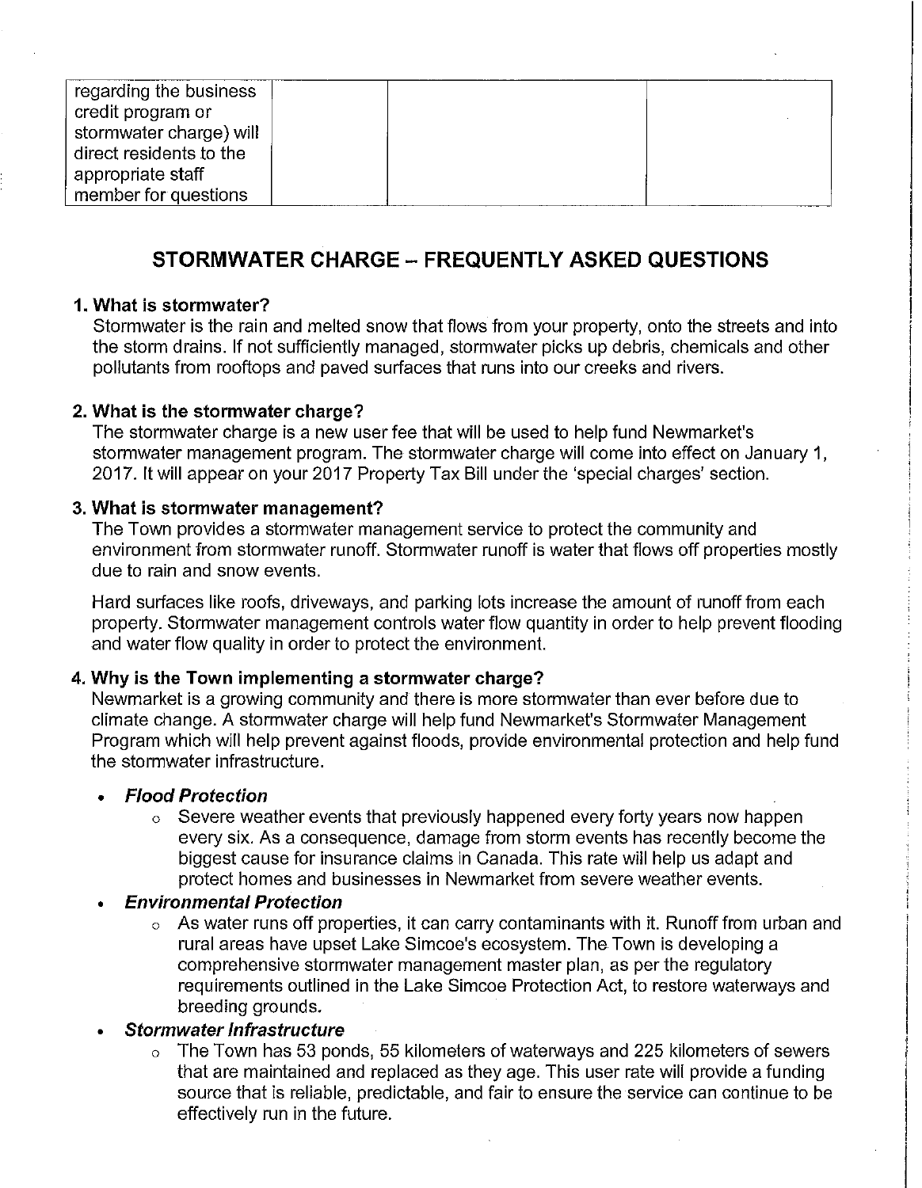| regarding the business credit program or stormwater charge) will direct residents to the appropriate staff member for questions | | |
|---|---|---|

## STORMWATER CHARGE – FREQUENTLY ASKED QUESTIONS

**1. What is stormwater?**

Stormwater is the rain and melted snow that flows from your property, onto the streets and into the storm drains. If not sufficiently managed, stormwater picks up debris, chemicals and other pollutants from rooftops and paved surfaces that runs into our creeks and rivers.

**2. What is the stormwater charge?**

The stormwater charge is a new user fee that will be used to help fund Newmarket's stormwater management program. The stormwater charge will come into effect on January 1, 2017. It will appear on your 2017 Property Tax Bill under the 'special charges' section.

**3. What is stormwater management?**

The Town provides a stormwater management service to protect the community and environment from stormwater runoff. Stormwater runoff is water that flows off properties mostly due to rain and snow events.

Hard surfaces like roofs, driveways, and parking lots increase the amount of runoff from each property. Stormwater management controls water flow quantity in order to help prevent flooding and water flow quality in order to protect the environment.

**4. Why is the Town implementing a stormwater charge?**

Newmarket is a growing community and there is more stormwater than ever before due to climate change. A stormwater charge will help fund Newmarket's Stormwater Management Program which will help prevent against floods, provide environmental protection and help fund the stormwater infrastructure.

- ***Flood Protection***
  - Severe weather events that previously happened every forty years now happen every six. As a consequence, damage from storm events has recently become the biggest cause for insurance claims in Canada. This rate will help us adapt and protect homes and businesses in Newmarket from severe weather events.
- ***Environmental Protection***
  - As water runs off properties, it can carry contaminants with it. Runoff from urban and rural areas have upset Lake Simcoe's ecosystem. The Town is developing a comprehensive stormwater management master plan, as per the regulatory requirements outlined in the Lake Simcoe Protection Act, to restore waterways and breeding grounds.
- ***Stormwater Infrastructure***
  - The Town has 53 ponds, 55 kilometers of waterways and 225 kilometers of sewers that are maintained and replaced as they age. This user rate will provide a funding source that is reliable, predictable, and fair to ensure the service can continue to be effectively run in the future.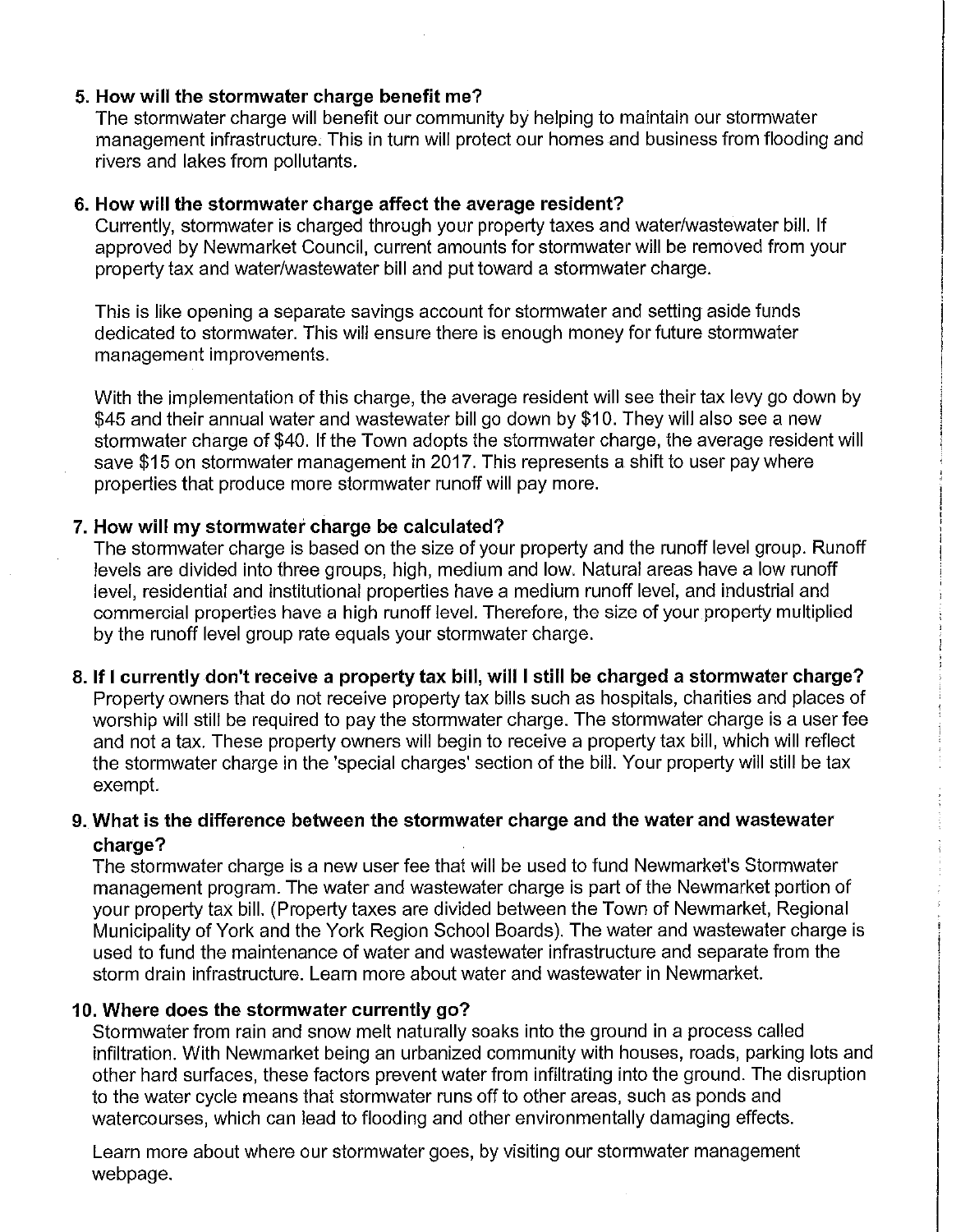5. **How will the stormwater charge benefit me?**
   The stormwater charge will benefit our community by helping to maintain our stormwater management infrastructure. This in turn will protect our homes and business from flooding and rivers and lakes from pollutants.

6. **How will the stormwater charge affect the average resident?**
   Currently, stormwater is charged through your property taxes and water/wastewater bill. If approved by Newmarket Council, current amounts for stormwater will be removed from your property tax and water/wastewater bill and put toward a stormwater charge.

   This is like opening a separate savings account for stormwater and setting aside funds dedicated to stormwater. This will ensure there is enough money for future stormwater management improvements.

   With the implementation of this charge, the average resident will see their tax levy go down by $45 and their annual water and wastewater bill go down by $10. They will also see a new stormwater charge of $40. If the Town adopts the stormwater charge, the average resident will save $15 on stormwater management in 2017. This represents a shift to user pay where properties that produce more stormwater runoff will pay more.

7. **How will my stormwater charge be calculated?**
   The stormwater charge is based on the size of your property and the runoff level group. Runoff levels are divided into three groups, high, medium and low. Natural areas have a low runoff level, residential and institutional properties have a medium runoff level, and industrial and commercial properties have a high runoff level. Therefore, the size of your property multiplied by the runoff level group rate equals your stormwater charge.

8. **If I currently don't receive a property tax bill, will I still be charged a stormwater charge?**
   Property owners that do not receive property tax bills such as hospitals, charities and places of worship will still be required to pay the stormwater charge. The stormwater charge is a user fee and not a tax. These property owners will begin to receive a property tax bill, which will reflect the stormwater charge in the 'special charges' section of the bill. Your property will still be tax exempt.

9. **What is the difference between the stormwater charge and the water and wastewater charge?**
   The stormwater charge is a new user fee that will be used to fund Newmarket's Stormwater management program. The water and wastewater charge is part of the Newmarket portion of your property tax bill. (Property taxes are divided between the Town of Newmarket, Regional Municipality of York and the York Region School Boards). The water and wastewater charge is used to fund the maintenance of water and wastewater infrastructure and separate from the storm drain infrastructure. Learn more about water and wastewater in Newmarket.

10. **Where does the stormwater currently go?**
    Stormwater from rain and snow melt naturally soaks into the ground in a process called infiltration. With Newmarket being an urbanized community with houses, roads, parking lots and other hard surfaces, these factors prevent water from infiltrating into the ground. The disruption to the water cycle means that stormwater runs off to other areas, such as ponds and watercourses, which can lead to flooding and other environmentally damaging effects.

    Learn more about where our stormwater goes, by visiting our stormwater management webpage.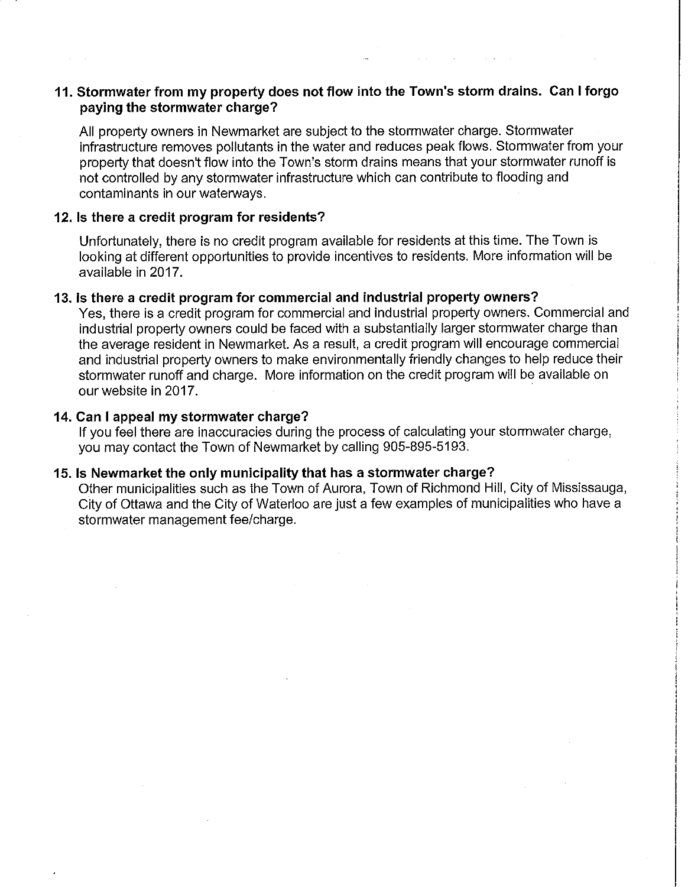**11. Stormwater from my property does not flow into the Town's storm drains. Can I forgo paying the stormwater charge?**

All property owners in Newmarket are subject to the stormwater charge. Stormwater infrastructure removes pollutants in the water and reduces peak flows. Stormwater from your property that doesn't flow into the Town's storm drains means that your stormwater runoff is not controlled by any stormwater infrastructure which can contribute to flooding and contaminants in our waterways.

**12. Is there a credit program for residents?**

Unfortunately, there is no credit program available for residents at this time. The Town is looking at different opportunities to provide incentives to residents. More information will be available in 2017.

**13. Is there a credit program for commercial and industrial property owners?**

Yes, there is a credit program for commercial and industrial property owners. Commercial and industrial property owners could be faced with a substantially larger stormwater charge than the average resident in Newmarket. As a result, a credit program will encourage commercial and industrial property owners to make environmentally friendly changes to help reduce their stormwater runoff and charge. More information on the credit program will be available on our website in 2017.

**14. Can I appeal my stormwater charge?**

If you feel there are inaccuracies during the process of calculating your stormwater charge, you may contact the Town of Newmarket by calling 905-895-5193.

**15. Is Newmarket the only municipality that has a stormwater charge?**

Other municipalities such as the Town of Aurora, Town of Richmond Hill, City of Mississauga, City of Ottawa and the City of Waterloo are just a few examples of municipalities who have a stormwater management fee/charge.